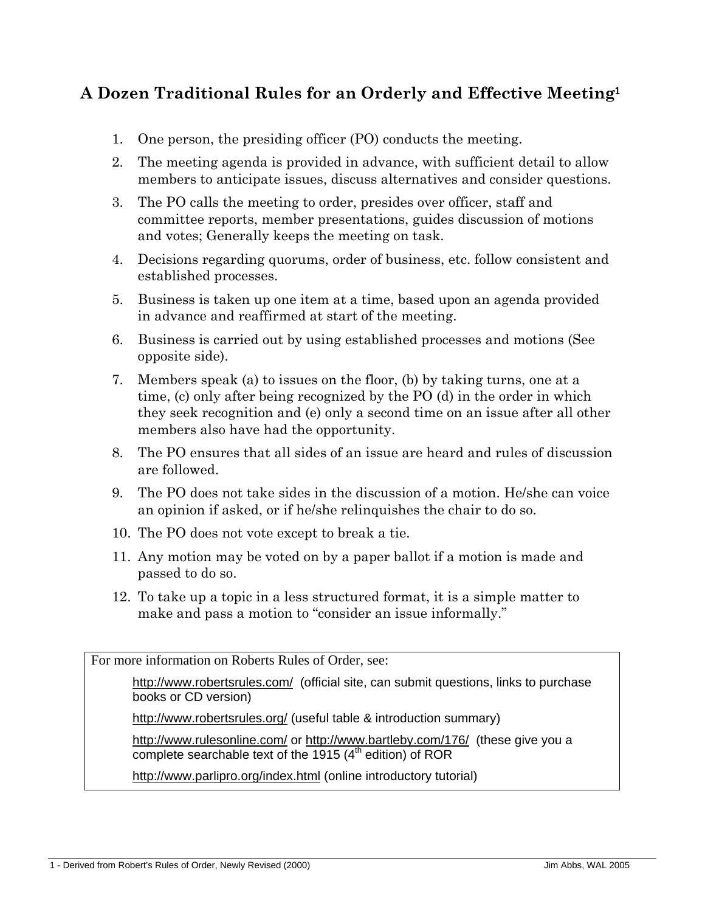## A Dozen Traditional Rules for an Orderly and Effective Meeting[1]

1. One person, the presiding officer (PO) conducts the meeting.
2. The meeting agenda is provided in advance, with sufficient detail to allow members to anticipate issues, discuss alternatives and consider questions.
3. The PO calls the meeting to order, presides over officer, staff and committee reports, member presentations, guides discussion of motions and votes; Generally keeps the meeting on task.
4. Decisions regarding quorums, order of business, etc. follow consistent and established processes.
5. Business is taken up one item at a time, based upon an agenda provided in advance and reaffirmed at start of the meeting.
6. Business is carried out by using established processes and motions (See opposite side).
7. Members speak (a) to issues on the floor, (b) by taking turns, one at a time, (c) only after being recognized by the PO (d) in the order in which they seek recognition and (e) only a second time on an issue after all other members also have had the opportunity.
8. The PO ensures that all sides of an issue are heard and rules of discussion are followed.
9. The PO does not take sides in the discussion of a motion. He/she can voice an opinion if asked, or if he/she relinquishes the chair to do so.
10. The PO does not vote except to break a tie.
11. Any motion may be voted on by a paper ballot if a motion is made and passed to do so.
12. To take up a topic in a less structured format, it is a simple matter to make and pass a motion to "consider an issue informally."

For more information on Roberts Rules of Order, see:

- http://www.robertsrules.com/ (official site, can submit questions, links to purchase books or CD version)
- http://www.robertsrules.org/ (useful table & introduction summary)
- http://www.rulesonline.com/ or http://www.bartleby.com/176/ (these give you a complete searchable text of the 1915 (4th edition) of ROR
- http://www.parlipro.org/index.html (online introductory tutorial)

1 - Derived from Robert's Rules of Order, Newly Revised (2000) — Jim Abbs, WAL 2005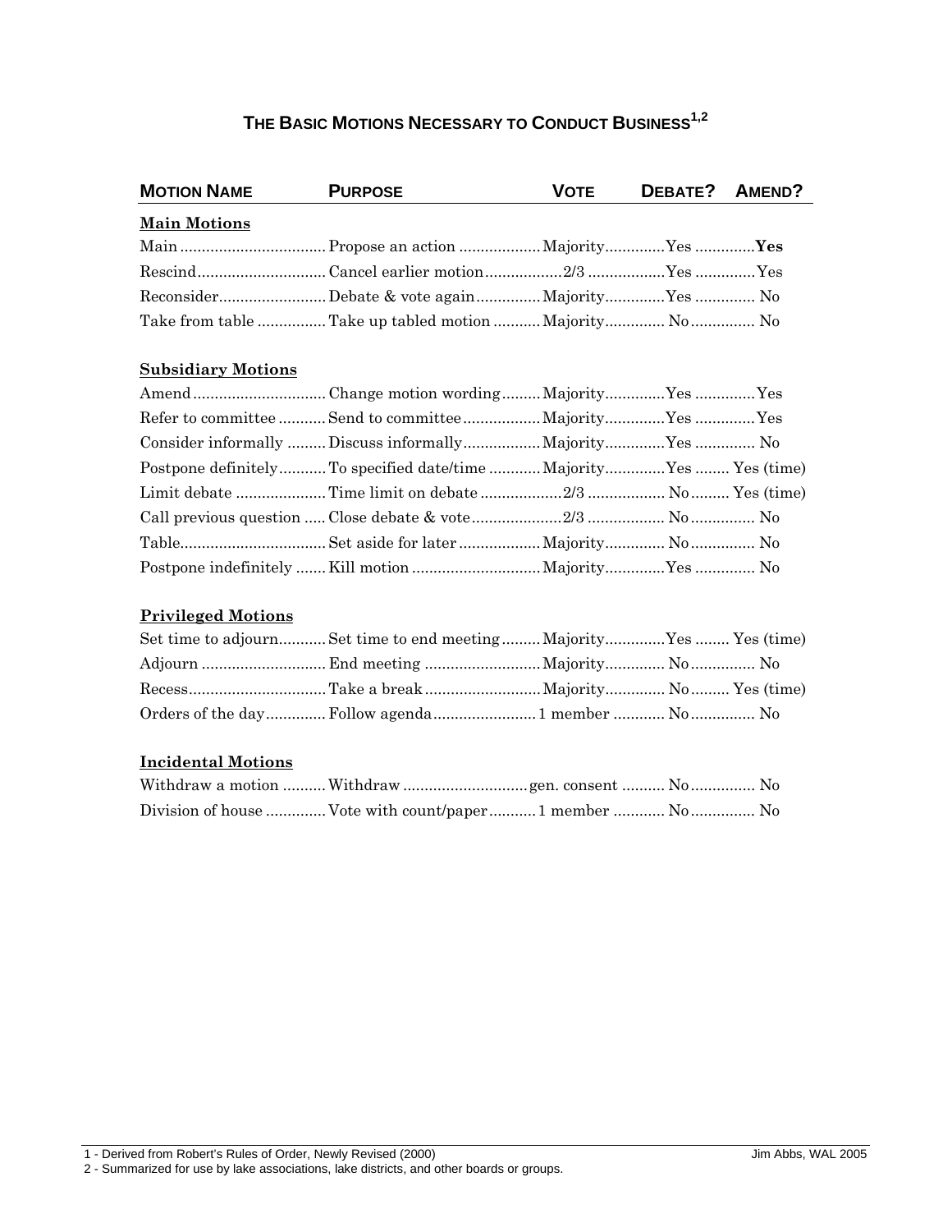# THE BASIC MOTIONS NECESSARY TO CONDUCT BUSINESS[1,2]

| MOTION NAME | PURPOSE | VOTE | DEBATE? | AMEND? |
|---|---|---|---|---|
| **Main Motions** | | | | |
| Main | Propose an action | Majority | Yes | **Yes** |
| Rescind | Cancel earlier motion | 2/3 | Yes | Yes |
| Reconsider | Debate & vote again | Majority | Yes | No |
| Take from table | Take up tabled motion | Majority | No | No |
| **Subsidiary Motions** | | | | |
| Amend | Change motion wording | Majority | Yes | Yes |
| Refer to committee | Send to committee | Majority | Yes | Yes |
| Consider informally | Discuss informally | Majority | Yes | No |
| Postpone definitely | To specified date/time | Majority | Yes | Yes (time) |
| Limit debate | Time limit on debate | 2/3 | No | Yes (time) |
| Call previous question | Close debate & vote | 2/3 | No | No |
| Table | Set aside for later | Majority | No | No |
| Postpone indefinitely | Kill motion | Majority | Yes | No |
| **Privileged Motions** | | | | |
| Set time to adjourn | Set time to end meeting | Majority | Yes | Yes (time) |
| Adjourn | End meeting | Majority | No | No |
| Recess | Take a break | Majority | No | Yes (time) |
| Orders of the day | Follow agenda | 1 member | No | No |
| **Incidental Motions** | | | | |
| Withdraw a motion | Withdraw | gen. consent | No | No |
| Division of house | Vote with count/paper | 1 member | No | No |

1 - Derived from Robert's Rules of Order, Newly Revised (2000)

2 - Summarized for use by lake associations, lake districts, and other boards or groups.

Jim Abbs, WAL 2005